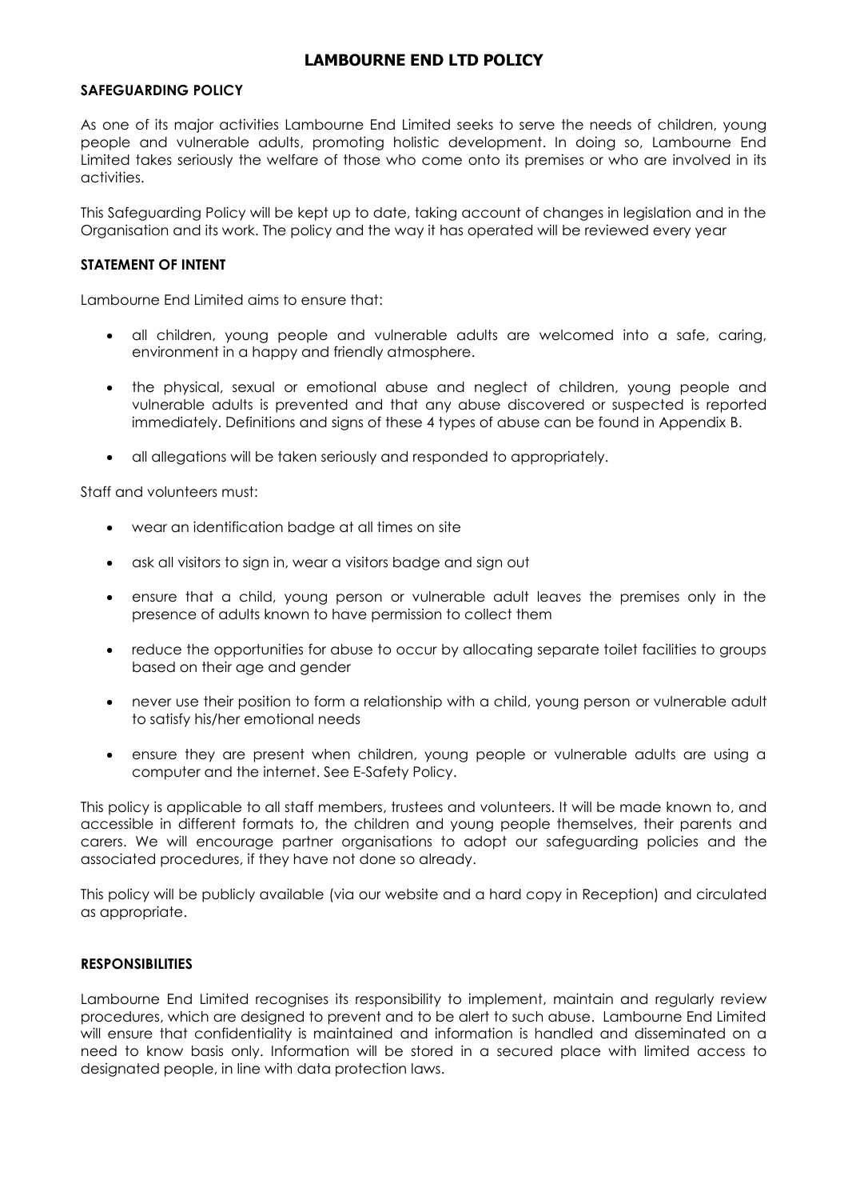# LAMBOURNE END LTD POLICY

## SAFEGUARDING POLICY

As one of its major activities Lambourne End Limited seeks to serve the needs of children, young people and vulnerable adults, promoting holistic development. In doing so, Lambourne End Limited takes seriously the welfare of those who come onto its premises or who are involved in its activities.

This Safeguarding Policy will be kept up to date, taking account of changes in legislation and in the Organisation and its work. The policy and the way it has operated will be reviewed every year

## STATEMENT OF INTENT

Lambourne End Limited aims to ensure that:

- all children, young people and vulnerable adults are welcomed into a safe, caring, environment in a happy and friendly atmosphere.
- the physical, sexual or emotional abuse and neglect of children, young people and vulnerable adults is prevented and that any abuse discovered or suspected is reported immediately. Definitions and signs of these 4 types of abuse can be found in Appendix B.
- all allegations will be taken seriously and responded to appropriately.

Staff and volunteers must:

- wear an identification badge at all times on site
- ask all visitors to sign in, wear a visitors badge and sign out
- ensure that a child, young person or vulnerable adult leaves the premises only in the presence of adults known to have permission to collect them
- reduce the opportunities for abuse to occur by allocating separate toilet facilities to groups based on their age and gender
- never use their position to form a relationship with a child, young person or vulnerable adult to satisfy his/her emotional needs
- ensure they are present when children, young people or vulnerable adults are using a computer and the internet. See E-Safety Policy.

This policy is applicable to all staff members, trustees and volunteers. It will be made known to, and accessible in different formats to, the children and young people themselves, their parents and carers. We will encourage partner organisations to adopt our safeguarding policies and the associated procedures, if they have not done so already.

This policy will be publicly available (via our website and a hard copy in Reception) and circulated as appropriate.

## RESPONSIBILITIES

Lambourne End Limited recognises its responsibility to implement, maintain and regularly review procedures, which are designed to prevent and to be alert to such abuse. Lambourne End Limited will ensure that confidentiality is maintained and information is handled and disseminated on a need to know basis only. Information will be stored in a secured place with limited access to designated people, in line with data protection laws.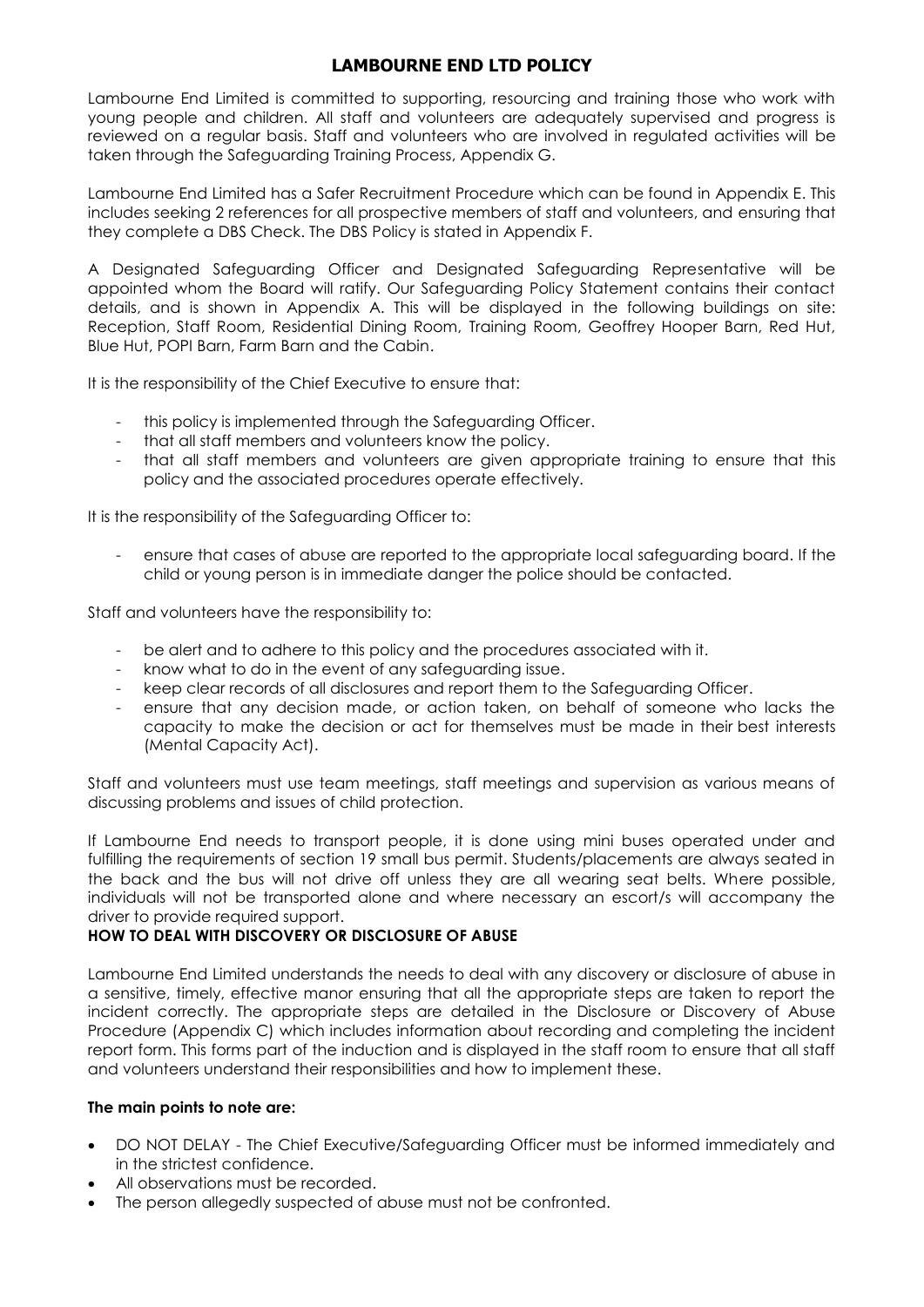# LAMBOURNE END LTD POLICY

Lambourne End Limited is committed to supporting, resourcing and training those who work with young people and children. All staff and volunteers are adequately supervised and progress is reviewed on a regular basis. Staff and volunteers who are involved in regulated activities will be taken through the Safeguarding Training Process, Appendix G.

Lambourne End Limited has a Safer Recruitment Procedure which can be found in Appendix E. This includes seeking 2 references for all prospective members of staff and volunteers, and ensuring that they complete a DBS Check. The DBS Policy is stated in Appendix F.

A Designated Safeguarding Officer and Designated Safeguarding Representative will be appointed whom the Board will ratify. Our Safeguarding Policy Statement contains their contact details, and is shown in Appendix A. This will be displayed in the following buildings on site: Reception, Staff Room, Residential Dining Room, Training Room, Geoffrey Hooper Barn, Red Hut, Blue Hut, POPI Barn, Farm Barn and the Cabin.

It is the responsibility of the Chief Executive to ensure that:

- this policy is implemented through the Safeguarding Officer.
- that all staff members and volunteers know the policy.
- that all staff members and volunteers are given appropriate training to ensure that this policy and the associated procedures operate effectively.

It is the responsibility of the Safeguarding Officer to:

- ensure that cases of abuse are reported to the appropriate local safeguarding board. If the child or young person is in immediate danger the police should be contacted.

Staff and volunteers have the responsibility to:

- be alert and to adhere to this policy and the procedures associated with it.
- know what to do in the event of any safeguarding issue.
- keep clear records of all disclosures and report them to the Safeguarding Officer.
- ensure that any decision made, or action taken, on behalf of someone who lacks the capacity to make the decision or act for themselves must be made in their best interests (Mental Capacity Act).

Staff and volunteers must use team meetings, staff meetings and supervision as various means of discussing problems and issues of child protection.

If Lambourne End needs to transport people, it is done using mini buses operated under and fulfilling the requirements of section 19 small bus permit. Students/placements are always seated in the back and the bus will not drive off unless they are all wearing seat belts. Where possible, individuals will not be transported alone and where necessary an escort/s will accompany the driver to provide required support.

## HOW TO DEAL WITH DISCOVERY OR DISCLOSURE OF ABUSE

Lambourne End Limited understands the needs to deal with any discovery or disclosure of abuse in a sensitive, timely, effective manor ensuring that all the appropriate steps are taken to report the incident correctly. The appropriate steps are detailed in the Disclosure or Discovery of Abuse Procedure (Appendix C) which includes information about recording and completing the incident report form. This forms part of the induction and is displayed in the staff room to ensure that all staff and volunteers understand their responsibilities and how to implement these.

**The main points to note are:**

- DO NOT DELAY - The Chief Executive/Safeguarding Officer must be informed immediately and in the strictest confidence.
- All observations must be recorded.
- The person allegedly suspected of abuse must not be confronted.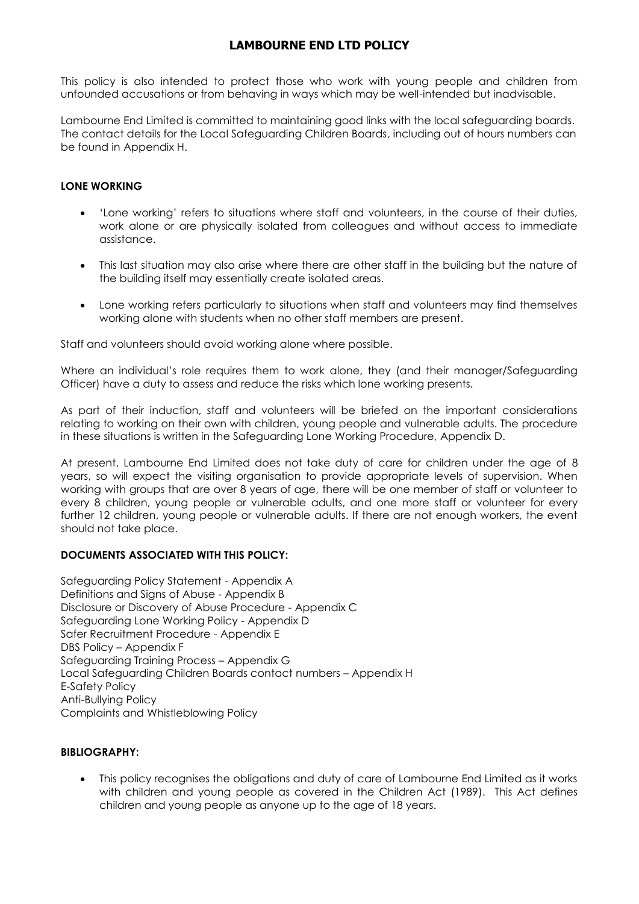# LAMBOURNE END LTD POLICY

This policy is also intended to protect those who work with young people and children from unfounded accusations or from behaving in ways which may be well-intended but inadvisable.

Lambourne End Limited is committed to maintaining good links with the local safeguarding boards. The contact details for the Local Safeguarding Children Boards, including out of hours numbers can be found in Appendix H.

## LONE WORKING

- 'Lone working' refers to situations where staff and volunteers, in the course of their duties, work alone or are physically isolated from colleagues and without access to immediate assistance.
- This last situation may also arise where there are other staff in the building but the nature of the building itself may essentially create isolated areas.
- Lone working refers particularly to situations when staff and volunteers may find themselves working alone with students when no other staff members are present.

Staff and volunteers should avoid working alone where possible.

Where an individual's role requires them to work alone, they (and their manager/Safeguarding Officer) have a duty to assess and reduce the risks which lone working presents.

As part of their induction, staff and volunteers will be briefed on the important considerations relating to working on their own with children, young people and vulnerable adults. The procedure in these situations is written in the Safeguarding Lone Working Procedure, Appendix D.

At present, Lambourne End Limited does not take duty of care for children under the age of 8 years, so will expect the visiting organisation to provide appropriate levels of supervision. When working with groups that are over 8 years of age, there will be one member of staff or volunteer to every 8 children, young people or vulnerable adults, and one more staff or volunteer for every further 12 children, young people or vulnerable adults. If there are not enough workers, the event should not take place.

## DOCUMENTS ASSOCIATED WITH THIS POLICY:

Safeguarding Policy Statement - Appendix A
Definitions and Signs of Abuse - Appendix B
Disclosure or Discovery of Abuse Procedure - Appendix C
Safeguarding Lone Working Policy - Appendix D
Safer Recruitment Procedure - Appendix E
DBS Policy – Appendix F
Safeguarding Training Process – Appendix G
Local Safeguarding Children Boards contact numbers – Appendix H
E-Safety Policy
Anti-Bullying Policy
Complaints and Whistleblowing Policy

## BIBLIOGRAPHY:

- This policy recognises the obligations and duty of care of Lambourne End Limited as it works with children and young people as covered in the Children Act (1989). This Act defines children and young people as anyone up to the age of 18 years.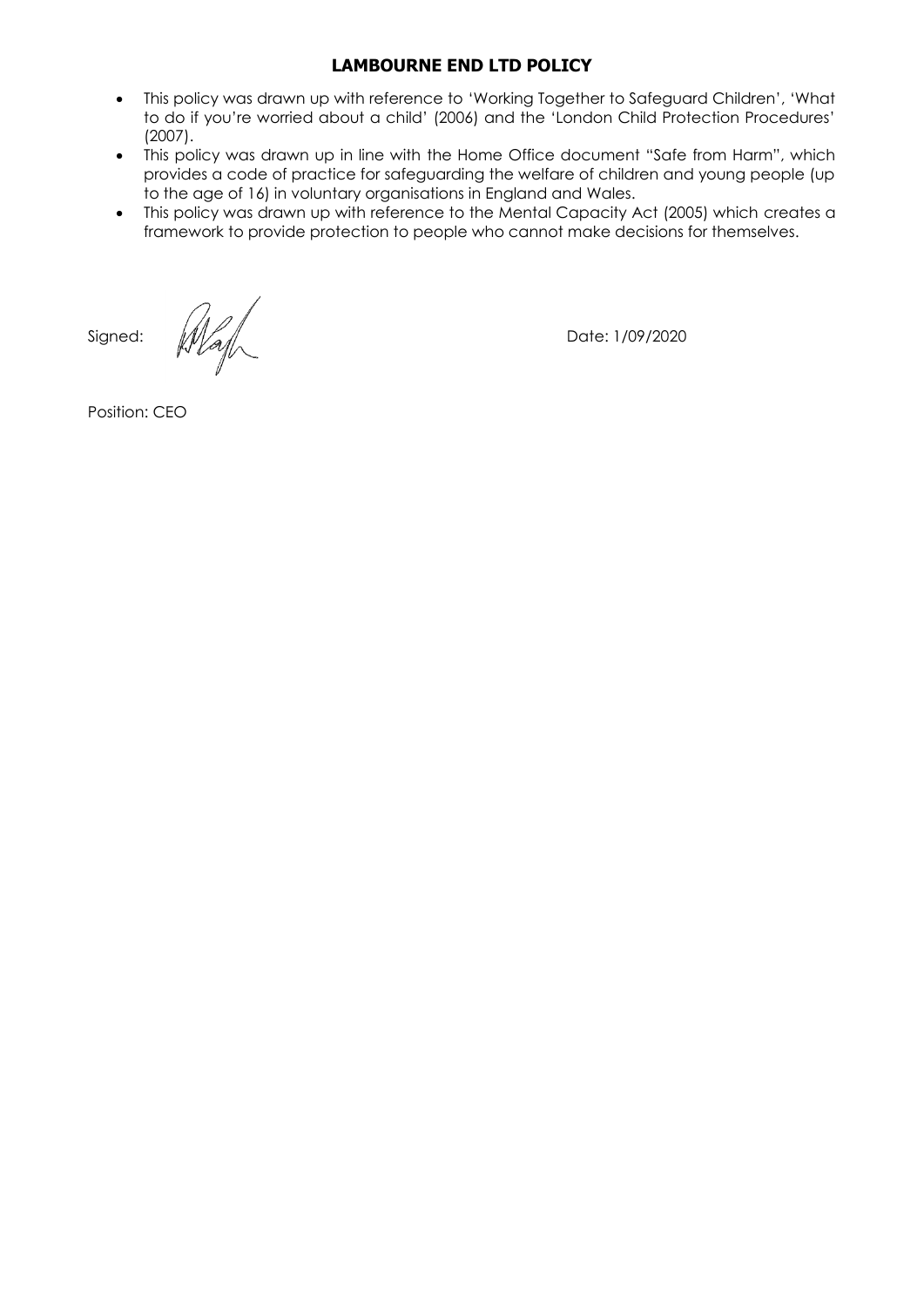## LAMBOURNE END LTD POLICY

- This policy was drawn up with reference to 'Working Together to Safeguard Children', 'What to do if you're worried about a child' (2006) and the 'London Child Protection Procedures' (2007).
- This policy was drawn up in line with the Home Office document "Safe from Harm", which provides a code of practice for safeguarding the welfare of children and young people (up to the age of 16) in voluntary organisations in England and Wales.
- This policy was drawn up with reference to the Mental Capacity Act (2005) which creates a framework to provide protection to people who cannot make decisions for themselves.

Signed: Date: 1/09/2020

Position: CEO